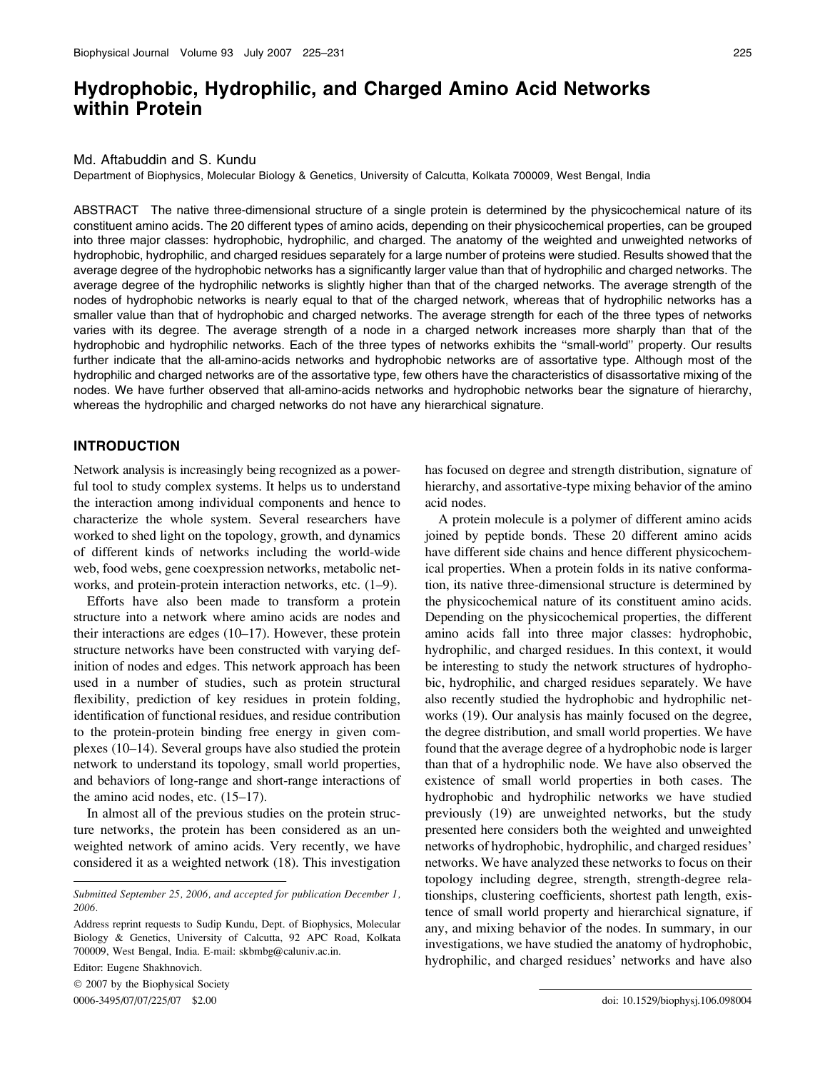# Hydrophobic, Hydrophilic, and Charged Amino Acid Networks within Protein

Md. Aftabuddin and S. Kundu

Department of Biophysics, Molecular Biology & Genetics, University of Calcutta, Kolkata 700009, West Bengal, India

ABSTRACT The native three-dimensional structure of a single protein is determined by the physicochemical nature of its constituent amino acids. The 20 different types of amino acids, depending on their physicochemical properties, can be grouped into three major classes: hydrophobic, hydrophilic, and charged. The anatomy of the weighted and unweighted networks of hydrophobic, hydrophilic, and charged residues separately for a large number of proteins were studied. Results showed that the average degree of the hydrophobic networks has a significantly larger value than that of hydrophilic and charged networks. The average degree of the hydrophilic networks is slightly higher than that of the charged networks. The average strength of the nodes of hydrophobic networks is nearly equal to that of the charged network, whereas that of hydrophilic networks has a smaller value than that of hydrophobic and charged networks. The average strength for each of the three types of networks varies with its degree. The average strength of a node in a charged network increases more sharply than that of the hydrophobic and hydrophilic networks. Each of the three types of networks exhibits the "small-world" property. Our results further indicate that the all-amino-acids networks and hydrophobic networks are of assortative type. Although most of the hydrophilic and charged networks are of the assortative type, few others have the characteristics of disassortative mixing of the nodes. We have further observed that all-amino-acids networks and hydrophobic networks bear the signature of hierarchy, whereas the hydrophilic and charged networks do not have any hierarchical signature.

## INTRODUCTION

Network analysis is increasingly being recognized as a powerful tool to study complex systems. It helps us to understand the interaction among individual components and hence to characterize the whole system. Several researchers have worked to shed light on the topology, growth, and dynamics of different kinds of networks including the world-wide web, food webs, gene coexpression networks, metabolic networks, and protein-protein interaction networks, etc. (1–9).

Efforts have also been made to transform a protein structure into a network where amino acids are nodes and their interactions are edges (10–17). However, these protein structure networks have been constructed with varying definition of nodes and edges. This network approach has been used in a number of studies, such as protein structural flexibility, prediction of key residues in protein folding, identification of functional residues, and residue contribution to the protein-protein binding free energy in given complexes (10–14). Several groups have also studied the protein network to understand its topology, small world properties, and behaviors of long-range and short-range interactions of the amino acid nodes, etc. (15–17).

In almost all of the previous studies on the protein structure networks, the protein has been considered as an unweighted network of amino acids. Very recently, we have considered it as a weighted network (18). This investigation has focused on degree and strength distribution, signature of hierarchy, and assortative-type mixing behavior of the amino acid nodes.

A protein molecule is a polymer of different amino acids joined by peptide bonds. These 20 different amino acids have different side chains and hence different physicochemical properties. When a protein folds in its native conformation, its native three-dimensional structure is determined by the physicochemical nature of its constituent amino acids. Depending on the physicochemical properties, the different amino acids fall into three major classes: hydrophobic, hydrophilic, and charged residues. In this context, it would be interesting to study the network structures of hydrophobic, hydrophilic, and charged residues separately. We have also recently studied the hydrophobic and hydrophilic networks (19). Our analysis has mainly focused on the degree, the degree distribution, and small world properties. We have found that the average degree of a hydrophobic node is larger than that of a hydrophilic node. We have also observed the existence of small world properties in both cases. The hydrophobic and hydrophilic networks we have studied previously (19) are unweighted networks, but the study presented here considers both the weighted and unweighted networks of hydrophobic, hydrophilic, and charged residues' networks. We have analyzed these networks to focus on their topology including degree, strength, strength-degree relationships, clustering coefficients, shortest path length, existence of small world property and hierarchical signature, if any, and mixing behavior of the nodes. In summary, in our investigations, we have studied the anatomy of hydrophobic, hydrophilic, and charged residues' networks and have also

*Submitted September 25, 2006, and accepted for publication December 1, 2006.*

Address reprint requests to Sudip Kundu, Dept. of Biophysics, Molecular Biology & Genetics, University of Calcutta, 92 APC Road, Kolkata 700009, West Bengal, India. E-mail: skbmbg@caluniv.ac.in.

Editor: Eugene Shakhnovich.

© 2007 by the Biophysical Society

0006-3495/07/07/225/07 $2.00

doi: 10.1529/biophysj.106.098004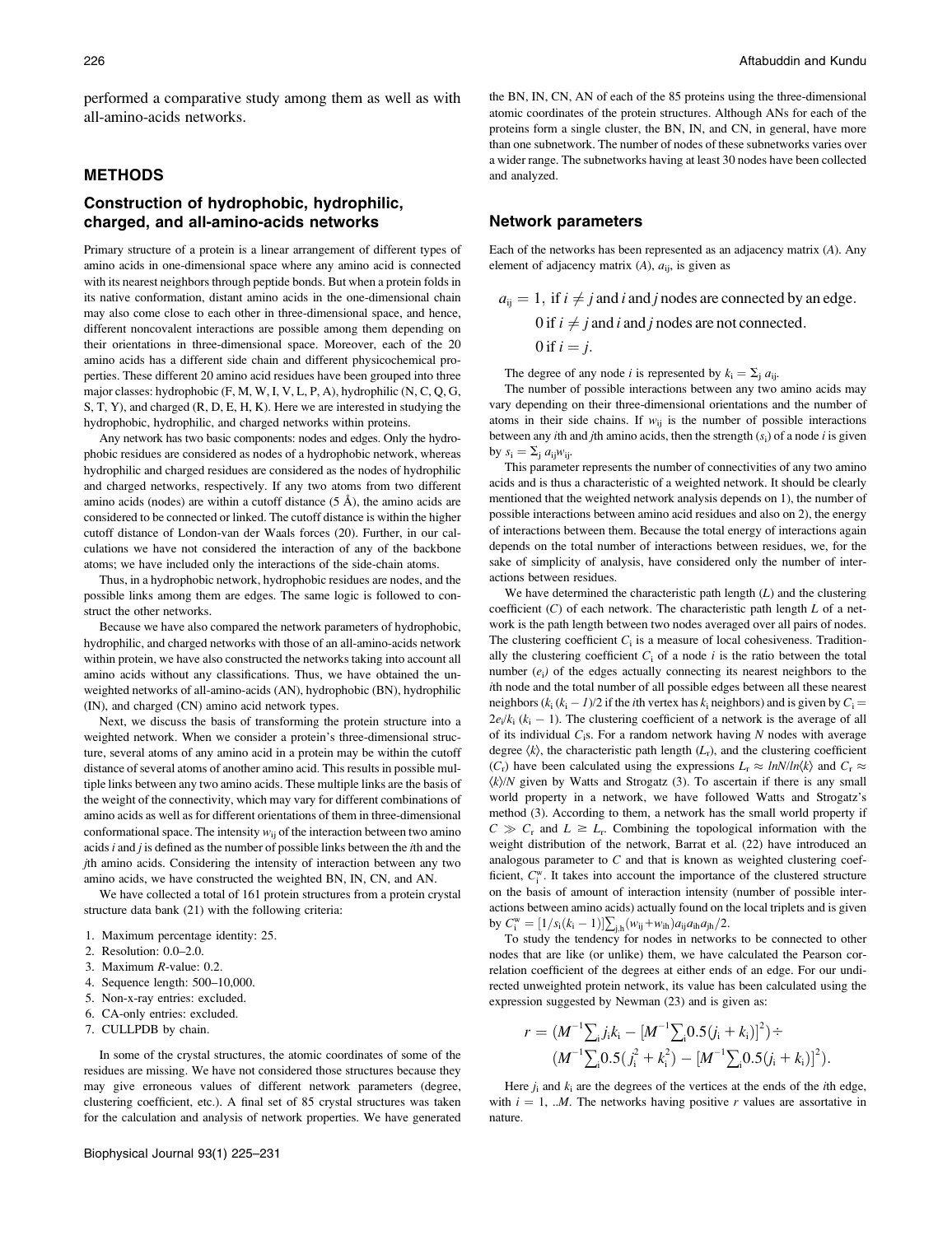performed a comparative study among them as well as with all-amino-acids networks.

## METHODS

### Construction of hydrophobic, hydrophilic, charged, and all-amino-acids networks

Primary structure of a protein is a linear arrangement of different types of amino acids in one-dimensional space where any amino acid is connected with its nearest neighbors through peptide bonds. But when a protein folds in its native conformation, distant amino acids in the one-dimensional chain may also come close to each other in three-dimensional space, and hence, different noncovalent interactions are possible among them depending on their orientations in three-dimensional space. Moreover, each of the 20 amino acids has a different side chain and different physicochemical properties. These different 20 amino acid residues have been grouped into three major classes: hydrophobic (F, M, W, I, V, L, P, A), hydrophilic (N, C, Q, G, S, T, Y), and charged (R, D, E, H, K). Here we are interested in studying the hydrophobic, hydrophilic, and charged networks within proteins.

Any network has two basic components: nodes and edges. Only the hydrophobic residues are considered as nodes of a hydrophobic network, whereas hydrophilic and charged residues are considered as the nodes of hydrophilic and charged networks, respectively. If any two atoms from two different amino acids (nodes) are within a cutoff distance (5 Å), the amino acids are considered to be connected or linked. The cutoff distance is within the higher cutoff distance of London-van der Waals forces (20). Further, in our calculations we have not considered the interaction of any of the backbone atoms; we have included only the interactions of the side-chain atoms.

Thus, in a hydrophobic network, hydrophobic residues are nodes, and the possible links among them are edges. The same logic is followed to construct the other networks.

Because we have also compared the network parameters of hydrophobic, hydrophilic, and charged networks with those of an all-amino-acids network within protein, we have also constructed the networks taking into account all amino acids without any classifications. Thus, we have obtained the unweighted networks of all-amino-acids (AN), hydrophobic (BN), hydrophilic (IN), and charged (CN) amino acid network types.

Next, we discuss the basis of transforming the protein structure into a weighted network. When we consider a protein's three-dimensional structure, several atoms of any amino acid in a protein may be within the cutoff distance of several atoms of another amino acid. This results in possible multiple links between any two amino acids. These multiple links are the basis of the weight of the connectivity, which may vary for different combinations of amino acids as well as for different orientations of them in three-dimensional conformational space. The intensity $w_{ij}$ of the interaction between two amino acids $i$ and $j$ is defined as the number of possible links between the $i$th and the $j$th amino acids. Considering the intensity of interaction between any two amino acids, we have constructed the weighted BN, IN, CN, and AN.

We have collected a total of 161 protein structures from a protein crystal structure data bank (21) with the following criteria:

1. Maximum percentage identity: 25.
2. Resolution: 0.0–2.0.
3. Maximum *R*-value: 0.2.
4. Sequence length: 500–10,000.
5. Non-x-ray entries: excluded.
6. CA-only entries: excluded.
7. CULLPDB by chain.

In some of the crystal structures, the atomic coordinates of some of the residues are missing. We have not considered those structures because they may give erroneous values of different network parameters (degree, clustering coefficient, etc.). A final set of 85 crystal structures was taken for the calculation and analysis of network properties. We have generated the BN, IN, CN, AN of each of the 85 proteins using the three-dimensional atomic coordinates of the protein structures. Although ANs for each of the proteins form a single cluster, the BN, IN, and CN, in general, have more than one subnetwork. The number of nodes of these subnetworks varies over a wider range. The subnetworks having at least 30 nodes have been collected and analyzed.

### Network parameters

Each of the networks has been represented as an adjacency matrix ($A$). Any element of adjacency matrix ($A$), $a_{ij}$, is given as

$$a_{ij} = 1, \text{ if } i \neq j \text{ and } i \text{ and } j \text{ nodes are connected by an edge.}$$
$$0 \text{ if } i \neq j \text{ and } i \text{ and } j \text{ nodes are not connected.}$$
$$0 \text{ if } i = j.$$

The degree of any node $i$ is represented by $k_i = \Sigma_j a_{ij}$.

The number of possible interactions between any two amino acids may vary depending on their three-dimensional orientations and the number of atoms in their side chains. If $w_{ij}$ is the number of possible interactions between any $i$th and $j$th amino acids, then the strength ($s_i$) of a node $i$ is given by $s_i = \Sigma_j a_{ij} w_{ij}$.

This parameter represents the number of connectivities of any two amino acids and is thus a characteristic of a weighted network. It should be clearly mentioned that the weighted network analysis depends on 1), the number of possible interactions between amino acid residues and also on 2), the energy of interactions between them. Because the total energy of interactions again depends on the total number of interactions between residues, we, for the sake of simplicity of analysis, have considered only the number of interactions between residues.

We have determined the characteristic path length ($L$) and the clustering coefficient ($C$) of each network. The characteristic path length $L$ of a network is the path length between two nodes averaged over all pairs of nodes. The clustering coefficient $C_i$ is a measure of local cohesiveness. Traditionally the clustering coefficient $C_i$ of a node $i$ is the ratio between the total number ($e_i$) of the edges actually connecting its nearest neighbors to the $i$th node and the total number of all possible edges between all these nearest neighbors ($k_i(k_i - 1)/2$ if the $i$th vertex has $k_i$ neighbors) and is given by $C_i = 2e_i/k_i(k_i - 1)$. The clustering coefficient of a network is the average of all of its individual $C_i$s. For a random network having $N$ nodes with average degree $\langle k \rangle$, the characteristic path length ($L_r$), and the clustering coefficient ($C_r$) have been calculated using the expressions $L_r \approx lnN/ln\langle k \rangle$ and $C_r \approx \langle k \rangle/N$ given by Watts and Strogatz (3). To ascertain if there is any small world property in a network, we have followed Watts and Strogatz's method (3). According to them, a network has the small world property if $C \gg C_r$ and $L \geq L_r$. Combining the topological information with the weight distribution of the network, Barrat et al. (22) have introduced an analogous parameter to $C$ and that is known as weighted clustering coefficient, $C_i^w$. It takes into account the importance of the clustered structure on the basis of amount of interaction intensity (number of possible interactions between amino acids) actually found on the local triplets and is given by $C_i^w = [1/s_i(k_i - 1)]\sum_{j,h}(w_{ij}+w_{ih})a_{ij}a_{ih}a_{jh}/2$.

To study the tendency for nodes in networks to be connected to other nodes that are like (or unlike) them, we have calculated the Pearson correlation coefficient of the degrees at either ends of an edge. For our undirected unweighted protein network, its value has been calculated using the expression suggested by Newman (23) and is given as:

$$r = (M^{-1}\textstyle\sum_i j_i k_i - [M^{-1}\sum_i 0.5(j_i + k_i)]^2) \div (M^{-1}\sum_i 0.5(j_i^2 + k_i^2) - [M^{-1}\sum_i 0.5(j_i + k_i)]^2).$$

Here $j_i$ and $k_i$ are the degrees of the vertices at the ends of the $i$th edge, with $i = 1, ..M$. The networks having positive $r$ values are assortative in nature.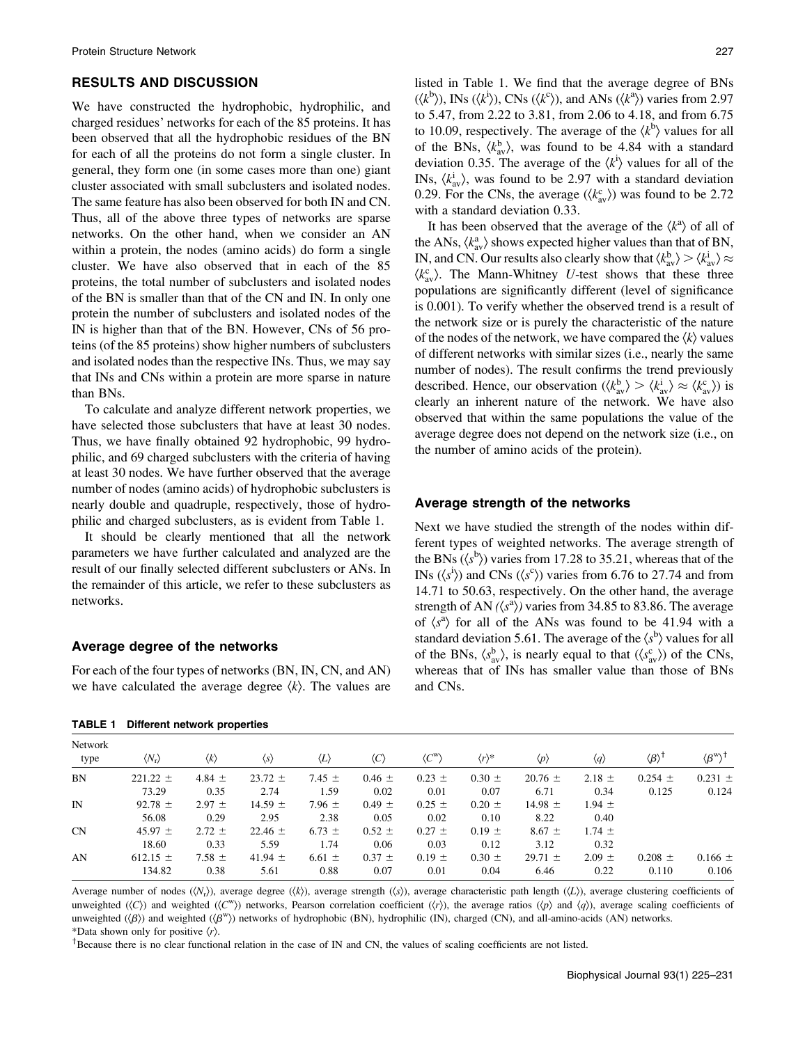## RESULTS AND DISCUSSION

We have constructed the hydrophobic, hydrophilic, and charged residues' networks for each of the 85 proteins. It has been observed that all the hydrophobic residues of the BN for each of all the proteins do not form a single cluster. In general, they form one (in some cases more than one) giant cluster associated with small subclusters and isolated nodes. The same feature has also been observed for both IN and CN. Thus, all of the above three types of networks are sparse networks. On the other hand, when we consider an AN within a protein, the nodes (amino acids) do form a single cluster. We have also observed that in each of the 85 proteins, the total number of subclusters and isolated nodes of the BN is smaller than that of the CN and IN. In only one protein the number of subclusters and isolated nodes of the IN is higher than that of the BN. However, CNs of 56 proteins (of the 85 proteins) show higher numbers of subclusters and isolated nodes than the respective INs. Thus, we may say that INs and CNs within a protein are more sparse in nature than BNs.

To calculate and analyze different network properties, we have selected those subclusters that have at least 30 nodes. Thus, we have finally obtained 92 hydrophobic, 99 hydrophilic, and 69 charged subclusters with the criteria of having at least 30 nodes. We have further observed that the average number of nodes (amino acids) of hydrophobic subclusters is nearly double and quadruple, respectively, those of hydrophilic and charged subclusters, as is evident from Table 1.

It should be clearly mentioned that all the network parameters we have further calculated and analyzed are the result of our finally selected different subclusters or ANs. In the remainder of this article, we refer to these subclusters as networks.

### Average degree of the networks

For each of the four types of networks (BN, IN, CN, and AN) we have calculated the average degree $\langle k \rangle$. The values are listed in Table 1. We find that the average degree of BNs ($\langle k^{b} \rangle$), INs ($\langle k^{i} \rangle$), CNs ($\langle k^{c} \rangle$), and ANs ($\langle k^{a} \rangle$) varies from 2.97 to 5.47, from 2.22 to 3.81, from 2.06 to 4.18, and from 6.75 to 10.09, respectively. The average of the $\langle k^{b} \rangle$ values for all of the BNs, $\langle k^{b}_{av} \rangle$, was found to be 4.84 with a standard deviation 0.35. The average of the $\langle k^{i} \rangle$ values for all of the INs, $\langle k^{i}_{av} \rangle$, was found to be 2.97 with a standard deviation 0.29. For the CNs, the average ($\langle k^{c}_{av} \rangle$) was found to be 2.72 with a standard deviation 0.33.

It has been observed that the average of the $\langle k^{a} \rangle$ of all of the ANs, $\langle k^{a}_{av} \rangle$ shows expected higher values than that of BN, IN, and CN. Our results also clearly show that $\langle k^{b}_{av} \rangle > \langle k^{i}_{av} \rangle \approx \langle k^{c}_{av} \rangle$. The Mann-Whitney $U$-test shows that these three populations are significantly different (level of significance is 0.001). To verify whether the observed trend is a result of the network size or is purely the characteristic of the nature of the nodes of the network, we have compared the $\langle k \rangle$ values of different networks with similar sizes (i.e., nearly the same number of nodes). The result confirms the trend previously described. Hence, our observation ($\langle k^{b}_{av} \rangle > \langle k^{i}_{av} \rangle \approx \langle k^{c}_{av} \rangle$) is clearly an inherent nature of the network. We have also observed that within the same populations the value of the average degree does not depend on the network size (i.e., on the number of amino acids of the protein).

### Average strength of the networks

Next we have studied the strength of the nodes within different types of weighted networks. The average strength of the BNs ($\langle s^{b} \rangle$) varies from 17.28 to 35.21, whereas that of the INs ($\langle s^{i} \rangle$) and CNs ($\langle s^{c} \rangle$) varies from 6.76 to 27.74 and from 14.71 to 50.63, respectively. On the other hand, the average strength of AN ($\langle s^{a} \rangle$) varies from 34.85 to 83.86. The average of $\langle s^{a} \rangle$ for all of the ANs was found to be 41.94 with a standard deviation 5.61. The average of the $\langle s^{b} \rangle$ values for all of the BNs, $\langle s^{b}_{av} \rangle$, is nearly equal to that ($\langle s^{c}_{av} \rangle$) of the CNs, whereas that of INs has smaller value than those of BNs and CNs.

**TABLE 1 Different network properties**

| Network type | $\langle N_r \rangle$ | $\langle k \rangle$ | $\langle s \rangle$ | $\langle L \rangle$ | $\langle C \rangle$ | $\langle C^{w} \rangle$ | $\langle r \rangle$* | $\langle p \rangle$ | $\langle q \rangle$ | $\langle \beta \rangle$† | $\langle \beta^{w} \rangle$† |
|---|---|---|---|---|---|---|---|---|---|---|---|
| BN | 221.22 ± 73.29 | 4.84 ± 0.35 | 23.72 ± 2.74 | 7.45 ± 1.59 | 0.46 ± 0.02 | 0.23 ± 0.01 | 0.30 ± 0.07 | 20.76 ± 6.71 | 2.18 ± 0.34 | 0.254 ± 0.125 | 0.231 ± 0.124 |
| IN | 92.78 ± 56.08 | 2.97 ± 0.29 | 14.59 ± 2.95 | 7.96 ± 2.38 | 0.49 ± 0.05 | 0.25 ± 0.02 | 0.20 ± 0.10 | 14.98 ± 8.22 | 1.94 ± 0.40 | | |
| CN | 45.97 ± 18.60 | 2.72 ± 0.33 | 22.46 ± 5.59 | 6.73 ± 1.74 | 0.52 ± 0.06 | 0.27 ± 0.03 | 0.19 ± 0.12 | 8.67 ± 3.12 | 1.74 ± 0.32 | | |
| AN | 612.15 ± 134.82 | 7.58 ± 0.38 | 41.94 ± 5.61 | 6.61 ± 0.88 | 0.37 ± 0.07 | 0.19 ± 0.01 | 0.30 ± 0.04 | 29.71 ± 6.46 | 2.09 ± 0.22 | 0.208 ± 0.110 | 0.166 ± 0.106 |

Average number of nodes ($\langle N_r \rangle$), average degree ($\langle k \rangle$), average strength ($\langle s \rangle$), average characteristic path length ($\langle L \rangle$), average clustering coefficients of unweighted ($\langle C \rangle$) and weighted ($\langle C^{w} \rangle$) networks, Pearson correlation coefficient ($\langle r \rangle$), the average ratios ($\langle p \rangle$ and $\langle q \rangle$), average scaling coefficients of unweighted ($\langle \beta \rangle$) and weighted ($\langle \beta^{w} \rangle$) networks of hydrophobic (BN), hydrophilic (IN), charged (CN), and all-amino-acids (AN) networks.

*Data shown only for positive $\langle r \rangle$.

†Because there is no clear functional relation in the case of IN and CN, the values of scaling coefficients are not listed.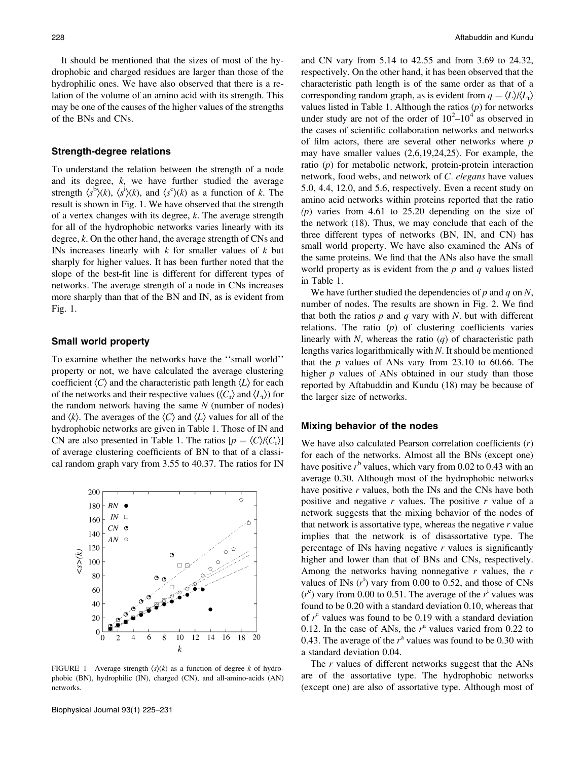It should be mentioned that the sizes of most of the hydrophobic and charged residues are larger than those of the hydrophilic ones. We have also observed that there is a relation of the volume of an amino acid with its strength. This may be one of the causes of the higher values of the strengths of the BNs and CNs.

### Strength-degree relations

To understand the relation between the strength of a node and its degree, $k$, we have further studied the average strength $\langle s^b \rangle(k)$, $\langle s^i \rangle(k)$, and $\langle s^c \rangle(k)$ as a function of $k$. The result is shown in Fig. 1. We have observed that the strength of a vertex changes with its degree, $k$. The average strength for all of the hydrophobic networks varies linearly with its degree, $k$. On the other hand, the average strength of CNs and INs increases linearly with $k$ for smaller values of $k$ but sharply for higher values. It has been further noted that the slope of the best-fit line is different for different types of networks. The average strength of a node in CNs increases more sharply than that of the BN and IN, as is evident from Fig. 1.

### Small world property

To examine whether the networks have the ''small world'' property or not, we have calculated the average clustering coefficient $\langle C \rangle$ and the characteristic path length $\langle L \rangle$ for each of the networks and their respective values ($\langle C_r \rangle$ and $\langle L_r \rangle$) for the random network having the same $N$ (number of nodes) and $\langle k \rangle$. The averages of the $\langle C \rangle$ and $\langle L \rangle$ values for all of the hydrophobic networks are given in Table 1. Those of IN and CN are also presented in Table 1. The ratios $[p = \langle C \rangle / \langle C_r \rangle]$ of average clustering coefficients of BN to that of a classical random graph vary from 3.55 to 40.37. The ratios for IN and CN vary from 5.14 to 42.55 and from 3.69 to 24.32, respectively. On the other hand, it has been observed that the characteristic path length is of the same order as that of a corresponding random graph, as is evident from $q = \langle L \rangle / \langle L_r \rangle$ values listed in Table 1. Although the ratios ($p$) for networks under study are not of the order of $10^2$–$10^4$ as observed in the cases of scientific collaboration networks and networks of film actors, there are several other networks where $p$ may have smaller values (2,6,19,24,25). For example, the ratio ($p$) for metabolic network, protein-protein interaction network, food webs, and network of *C. elegans* have values 5.0, 4.4, 12.0, and 5.6, respectively. Even a recent study on amino acid networks within proteins reported that the ratio ($p$) varies from 4.61 to 25.20 depending on the size of the network (18). Thus, we may conclude that each of the three different types of networks (BN, IN, and CN) has small world property. We have also examined the ANs of the same proteins. We find that the ANs also have the small world property as is evident from the $p$ and $q$ values listed in Table 1.

We have further studied the dependencies of $p$ and $q$ on $N$, number of nodes. The results are shown in Fig. 2. We find that both the ratios $p$ and $q$ vary with $N$, but with different relations. The ratio ($p$) of clustering coefficients varies linearly with $N$, whereas the ratio ($q$) of characteristic path lengths varies logarithmically with $N$. It should be mentioned that the $p$ values of ANs vary from 23.10 to 60.66. The higher $p$ values of ANs obtained in our study than those reported by Aftabuddin and Kundu (18) may be because of the larger size of networks.

FIGURE 1 Average strength $\langle s \rangle(k)$ as a function of degree $k$ of hydrophobic (BN), hydrophilic (IN), charged (CN), and all-amino-acids (AN) networks.

### Mixing behavior of the nodes

We have also calculated Pearson correlation coefficients ($r$) for each of the networks. Almost all the BNs (except one) have positive $r^b$ values, which vary from 0.02 to 0.43 with an average 0.30. Although most of the hydrophobic networks have positive $r$ values, both the INs and the CNs have both positive and negative $r$ values. The positive $r$ value of a network suggests that the mixing behavior of the nodes of that network is assortative type, whereas the negative $r$ value implies that the network is of disassortative type. The percentage of INs having negative $r$ values is significantly higher and lower than that of BNs and CNs, respectively. Among the networks having nonnegative $r$ values, the $r$ values of INs ($r^i$) vary from 0.00 to 0.52, and those of CNs ($r^c$) vary from 0.00 to 0.51. The average of the $r^i$ values was found to be 0.20 with a standard deviation 0.10, whereas that of $r^c$ values was found to be 0.19 with a standard deviation 0.12. In the case of ANs, the $r^a$ values varied from 0.22 to 0.43. The average of the $r^a$ values was found to be 0.30 with a standard deviation 0.04.

The $r$ values of different networks suggest that the ANs are of the assortative type. The hydrophobic networks (except one) are also of assortative type. Although most of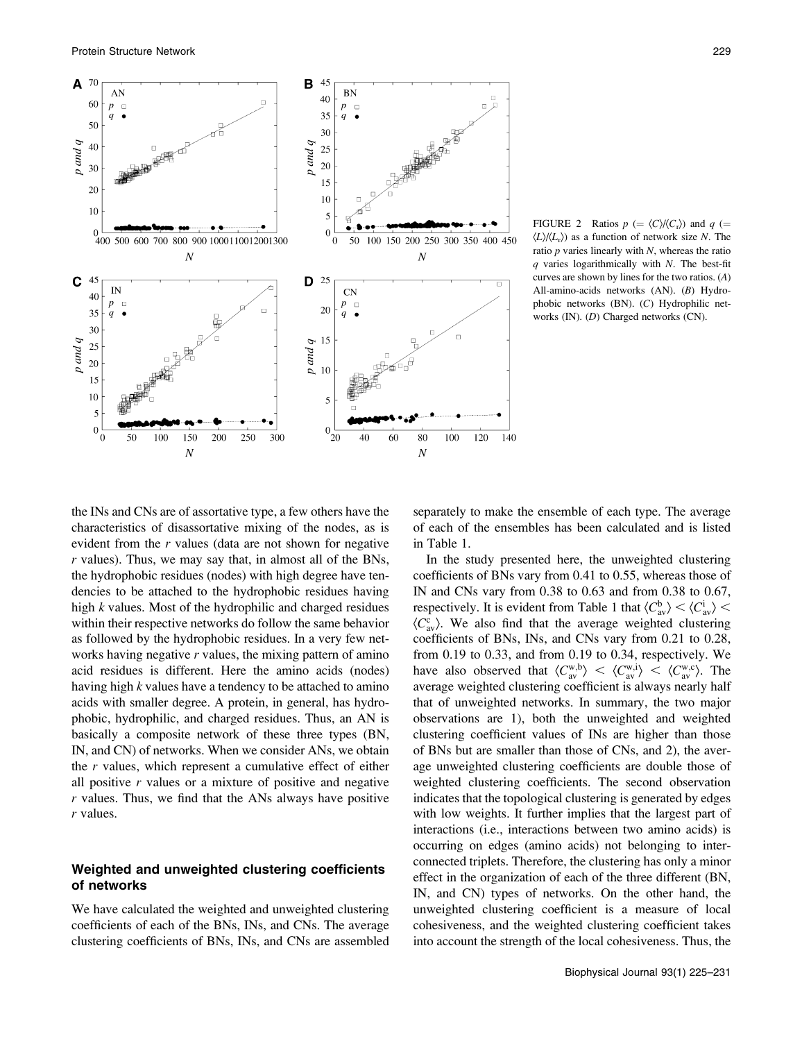A

AN

p

q

p and q

N

B

BN

C

IN

D

CN

FIGURE 2 Ratios $p$ ($= \langle C \rangle / \langle C_r \rangle$) and $q$ ($= \langle L \rangle / \langle L_r \rangle$) as a function of network size $N$. The ratio $p$ varies linearly with $N$, whereas the ratio $q$ varies logarithmically with $N$. The best-fit curves are shown by lines for the two ratios. (*A*) All-amino-acids networks (AN). (*B*) Hydrophobic networks (BN). (*C*) Hydrophilic networks (IN). (*D*) Charged networks (CN).

the INs and CNs are of assortative type, a few others have the characteristics of disassortative mixing of the nodes, as is evident from the $r$ values (data are not shown for negative $r$ values). Thus, we may say that, in almost all of the BNs, the hydrophobic residues (nodes) with high degree have tendencies to be attached to the hydrophobic residues having high $k$ values. Most of the hydrophilic and charged residues within their respective networks do follow the same behavior as followed by the hydrophobic residues. In a very few networks having negative $r$ values, the mixing pattern of amino acid residues is different. Here the amino acids (nodes) having high $k$ values have a tendency to be attached to amino acids with smaller degree. A protein, in general, has hydrophobic, hydrophilic, and charged residues. Thus, an AN is basically a composite network of these three types (BN, IN, and CN) of networks. When we consider ANs, we obtain the $r$ values, which represent a cumulative effect of either all positive $r$ values or a mixture of positive and negative $r$ values. Thus, we find that the ANs always have positive $r$ values.

### Weighted and unweighted clustering coefficients of networks

We have calculated the weighted and unweighted clustering coefficients of each of the BNs, INs, and CNs. The average clustering coefficients of BNs, INs, and CNs are assembled separately to make the ensemble of each type. The average of each of the ensembles has been calculated and is listed in Table 1.

In the study presented here, the unweighted clustering coefficients of BNs vary from 0.41 to 0.55, whereas those of IN and CNs vary from 0.38 to 0.63 and from 0.38 to 0.67, respectively. It is evident from Table 1 that $\langle C_{av}^{b} \rangle < \langle C_{av}^{i} \rangle < \langle C_{av}^{c} \rangle$. We also find that the average weighted clustering coefficients of BNs, INs, and CNs vary from 0.21 to 0.28, from 0.19 to 0.33, and from 0.19 to 0.34, respectively. We have also observed that $\langle C_{av}^{w,b} \rangle < \langle C_{av}^{w,i} \rangle < \langle C_{av}^{w,c} \rangle$. The average weighted clustering coefficient is always nearly half that of unweighted networks. In summary, the two major observations are 1), both the unweighted and weighted clustering coefficient values of INs are higher than those of BNs but are smaller than those of CNs, and 2), the average unweighted clustering coefficients are double those of weighted clustering coefficients. The second observation indicates that the topological clustering is generated by edges with low weights. It further implies that the largest part of interactions (i.e., interactions between two amino acids) is occurring on edges (amino acids) not belonging to interconnected triplets. Therefore, the clustering has only a minor effect in the organization of each of the three different (BN, IN, and CN) types of networks. On the other hand, the unweighted clustering coefficient is a measure of local cohesiveness, and the weighted clustering coefficient takes into account the strength of the local cohesiveness. Thus, the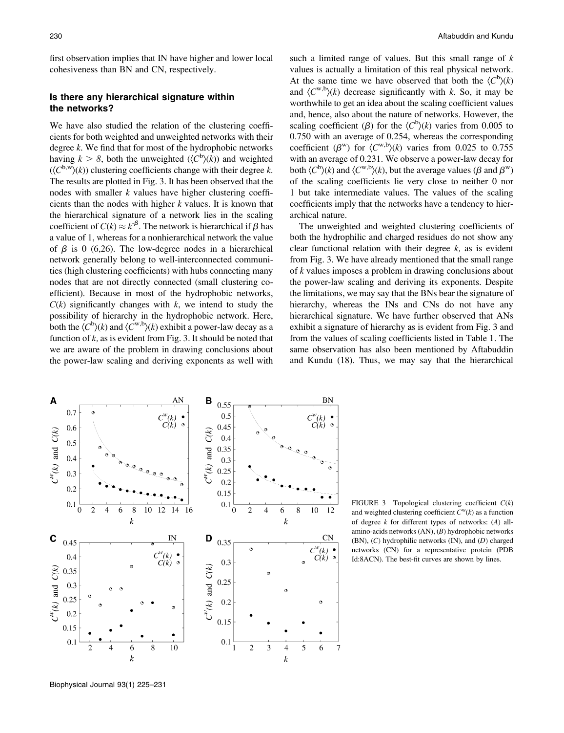first observation implies that IN have higher and lower local cohesiveness than BN and CN, respectively.

## Is there any hierarchical signature within the networks?

We have also studied the relation of the clustering coefficients for both weighted and unweighted networks with their degree $k$. We find that for most of the hydrophobic networks having $k > 8$, both the unweighted ($\langle C^{b}\rangle(k)$) and weighted ($\langle C^{b,w}\rangle(k)$) clustering coefficients change with their degree $k$. The results are plotted in Fig. 3. It has been observed that the nodes with smaller $k$ values have higher clustering coefficients than the nodes with higher $k$ values. It is known that the hierarchical signature of a network lies in the scaling coefficient of $C(k) \approx k^{-\beta}$. The network is hierarchical if $\beta$ has a value of 1, whereas for a nonhierarchical network the value of $\beta$ is 0 (6,26). The low-degree nodes in a hierarchical network generally belong to well-interconnected communities (high clustering coefficients) with hubs connecting many nodes that are not directly connected (small clustering coefficient). Because in most of the hydrophobic networks, $C(k)$ significantly changes with $k$, we intend to study the possibility of hierarchy in the hydrophobic network. Here, both the $\langle C^{b}\rangle(k)$ and $\langle C^{w,b}\rangle(k)$ exhibit a power-law decay as a function of $k$, as is evident from Fig. 3. It should be noted that we are aware of the problem in drawing conclusions about the power-law scaling and deriving exponents as well with such a limited range of values. But this small range of $k$ values is actually a limitation of this real physical network. At the same time we have observed that both the $\langle C^{b}\rangle(k)$ and $\langle C^{w,b}\rangle(k)$ decrease significantly with $k$. So, it may be worthwhile to get an idea about the scaling coefficient values and, hence, also about the nature of networks. However, the scaling coefficient ($\beta$) for the $\langle C^{b}\rangle(k)$ varies from 0.005 to 0.750 with an average of 0.254, whereas the corresponding coefficient ($\beta^{w}$) for $\langle C^{w,b}\rangle(k)$ varies from 0.025 to 0.755 with an average of 0.231. We observe a power-law decay for both $\langle C^{b}\rangle(k)$ and $\langle C^{w,b}\rangle(k)$, but the average values ($\beta$ and $\beta^{w}$) of the scaling coefficients lie very close to neither 0 nor 1 but take intermediate values. The values of the scaling coefficients imply that the networks have a tendency to hierarchical nature.

The unweighted and weighted clustering coefficients of both the hydrophilic and charged residues do not show any clear functional relation with their degree $k$, as is evident from Fig. 3. We have already mentioned that the small range of $k$ values imposes a problem in drawing conclusions about the power-law scaling and deriving its exponents. Despite the limitations, we may say that the BNs bear the signature of hierarchy, whereas the INs and CNs do not have any hierarchical signature. We have further observed that ANs exhibit a signature of hierarchy as is evident from Fig. 3 and from the values of scaling coefficients listed in Table 1. The same observation has also been mentioned by Aftabuddin and Kundu (18). Thus, we may say that the hierarchical

FIGURE 3 Topological clustering coefficient $C(k)$ and weighted clustering coefficient $C^{w}(k)$ as a function of degree $k$ for different types of networks: (*A*) all-amino-acids networks (AN), (*B*) hydrophobic networks (BN), (*C*) hydrophilic networks (IN), and (*D*) charged networks (CN) for a representative protein (PDB Id:8ACN). The best-fit curves are shown by lines.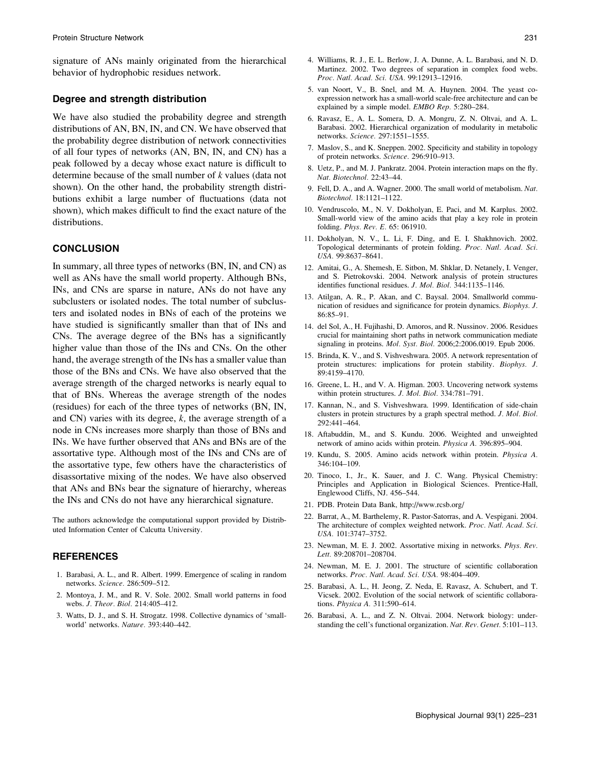signature of ANs mainly originated from the hierarchical behavior of hydrophobic residues network.

### Degree and strength distribution

We have also studied the probability degree and strength distributions of AN, BN, IN, and CN. We have observed that the probability degree distribution of network connectivities of all four types of networks (AN, BN, IN, and CN) has a peak followed by a decay whose exact nature is difficult to determine because of the small number of $k$ values (data not shown). On the other hand, the probability strength distributions exhibit a large number of fluctuations (data not shown), which makes difficult to find the exact nature of the distributions.

## CONCLUSION

In summary, all three types of networks (BN, IN, and CN) as well as ANs have the small world property. Although BNs, INs, and CNs are sparse in nature, ANs do not have any subclusters or isolated nodes. The total number of subclusters and isolated nodes in BNs of each of the proteins we have studied is significantly smaller than that of INs and CNs. The average degree of the BNs has a significantly higher value than those of the INs and CNs. On the other hand, the average strength of the INs has a smaller value than those of the BNs and CNs. We have also observed that the average strength of the charged networks is nearly equal to that of BNs. Whereas the average strength of the nodes (residues) for each of the three types of networks (BN, IN, and CN) varies with its degree, $k$, the average strength of a node in CNs increases more sharply than those of BNs and INs. We have further observed that ANs and BNs are of the assortative type. Although most of the INs and CNs are of the assortative type, few others have the characteristics of disassortative mixing of the nodes. We have also observed that ANs and BNs bear the signature of hierarchy, whereas the INs and CNs do not have any hierarchical signature.

The authors acknowledge the computational support provided by Distributed Information Center of Calcutta University.

## REFERENCES

1. Barabasi, A. L., and R. Albert. 1999. Emergence of scaling in random networks. *Science*. 286:509–512.
2. Montoya, J. M., and R. V. Sole. 2002. Small world patterns in food webs. *J. Theor. Biol*. 214:405–412.
3. Watts, D. J., and S. H. Strogatz. 1998. Collective dynamics of 'small-world' networks. *Nature*. 393:440–442.
4. Williams, R. J., E. L. Berlow, J. A. Dunne, A. L. Barabasi, and N. D. Martinez. 2002. Two degrees of separation in complex food webs. *Proc. Natl. Acad. Sci. USA*. 99:12913–12916.
5. van Noort, V., B. Snel, and M. A. Huynen. 2004. The yeast co-expression network has a small-world scale-free architecture and can be explained by a simple model. *EMBO Rep*. 5:280–284.
6. Ravasz, E., A. L. Somera, D. A. Mongru, Z. N. Oltvai, and A. L. Barabasi. 2002. Hierarchical organization of modularity in metabolic networks. *Science*. 297:1551–1555.
7. Maslov, S., and K. Sneppen. 2002. Specificity and stability in topology of protein networks. *Science*. 296:910–913.
8. Uetz, P., and M. J. Pankratz. 2004. Protein interaction maps on the fly. *Nat. Biotechnol*. 22:43–44.
9. Fell, D. A., and A. Wagner. 2000. The small world of metabolism. *Nat. Biotechnol*. 18:1121–1122.
10. Vendruscolo, M., N. V. Dokholyan, E. Paci, and M. Karplus. 2002. Small-world view of the amino acids that play a key role in protein folding. *Phys. Rev. E*. 65: 061910.
11. Dokholyan, N. V., L. Li, F. Ding, and E. I. Shakhnovich. 2002. Topological determinants of protein folding. *Proc. Natl. Acad. Sci. USA*. 99:8637–8641.
12. Amitai, G., A. Shemesh, E. Sitbon, M. Shklar, D. Netanely, I. Venger, and S. Pietrokovski. 2004. Network analysis of protein structures identifies functional residues. *J. Mol. Biol*. 344:1135–1146.
13. Atilgan, A. R., P. Akan, and C. Baysal. 2004. Smallworld communication of residues and significance for protein dynamics. *Biophys. J*. 86:85–91.
14. del Sol, A., H. Fujihashi, D. Amoros, and R. Nussinov. 2006. Residues crucial for maintaining short paths in network communication mediate signaling in proteins. *Mol. Syst. Biol*. 2006;2:2006.0019. Epub 2006.
15. Brinda, K. V., and S. Vishveshwara. 2005. A network representation of protein structures: implications for protein stability. *Biophys. J*. 89:4159–4170.
16. Greene, L. H., and V. A. Higman. 2003. Uncovering network systems within protein structures. *J. Mol. Biol*. 334:781–791.
17. Kannan, N., and S. Vishveshwara. 1999. Identification of side-chain clusters in protein structures by a graph spectral method. *J. Mol. Biol*. 292:441–464.
18. Aftabuddin, M., and S. Kundu. 2006. Weighted and unweighted network of amino acids within protein. *Physica A*. 396:895–904.
19. Kundu, S. 2005. Amino acids network within protein. *Physica A*. 346:104–109.
20. Tinoco, I., Jr., K. Sauer, and J. C. Wang. Physical Chemistry: Principles and Application in Biological Sciences. Prentice-Hall, Englewood Cliffs, NJ. 456–544.
21. PDB. Protein Data Bank, http://www.rcsb.org/
22. Barrat, A., M. Barthelemy, R. Pastor-Satorras, and A. Vespigani. 2004. The architecture of complex weighted network. *Proc. Natl. Acad. Sci. USA*. 101:3747–3752.
23. Newman, M. E. J. 2002. Assortative mixing in networks. *Phys. Rev. Lett*. 89:208701–208704.
24. Newman, M. E. J. 2001. The structure of scientific collaboration networks. *Proc. Natl. Acad. Sci. USA*. 98:404–409.
25. Barabasi, A. L., H. Jeong, Z. Neda, E. Ravasz, A. Schubert, and T. Vicsek. 2002. Evolution of the social network of scientific collaborations. *Physica A*. 311:590–614.
26. Barabasi, A. L., and Z. N. Oltvai. 2004. Network biology: understanding the cell's functional organization. *Nat. Rev. Genet*. 5:101–113.